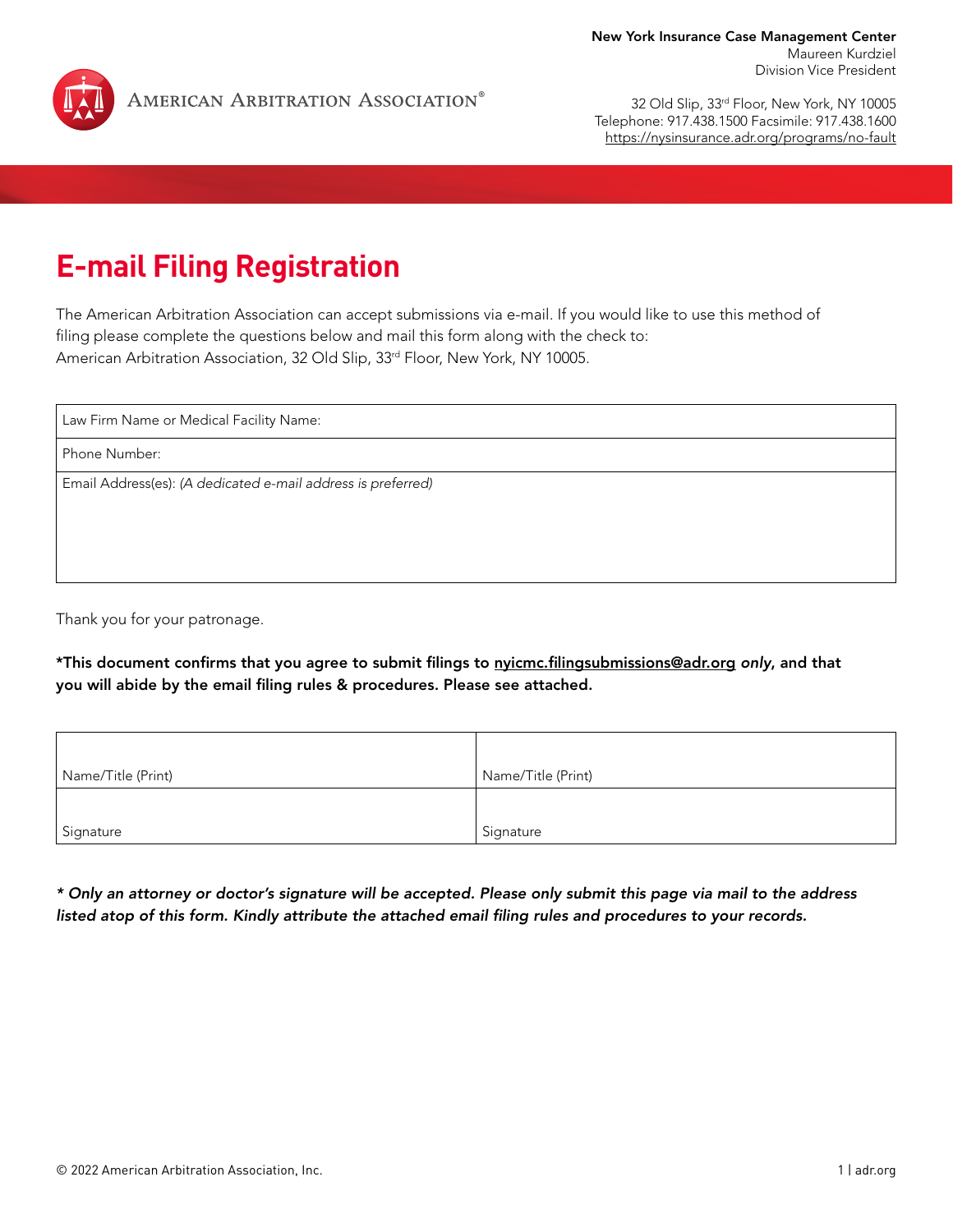**American Arbitration Association®**

**New York Insurance Case Management Center**
Maureen Kurdziel
Division Vice President

32 Old Slip, 33rd Floor, New York, NY 10005
Telephone: 917.438.1500 Facsimile: 917.438.1600
https://nysinsurance.adr.org/programs/no-fault

# E-mail Filing Registration

The American Arbitration Association can accept submissions via e-mail. If you would like to use this method of filing please complete the questions below and mail this form along with the check to:
American Arbitration Association, 32 Old Slip, 33rd Floor, New York, NY 10005.

| Law Firm Name or Medical Facility Name: |
| --- |
| Phone Number: |
| Email Address(es): *(A dedicated e-mail address is preferred)* |

Thank you for your patronage.

**\*This document confirms that you agree to submit filings to nyicmc.filingsubmissions@adr.org *only*, and that you will abide by the email filing rules & procedures. Please see attached.**

| Name/Title (Print) | Name/Title (Print) |
| --- | --- |
| Signature | Signature |

***\* Only an attorney or doctor's signature will be accepted. Please only submit this page via mail to the address listed atop of this form. Kindly attribute the attached email filing rules and procedures to your records.***

© 2022 American Arbitration Association, Inc.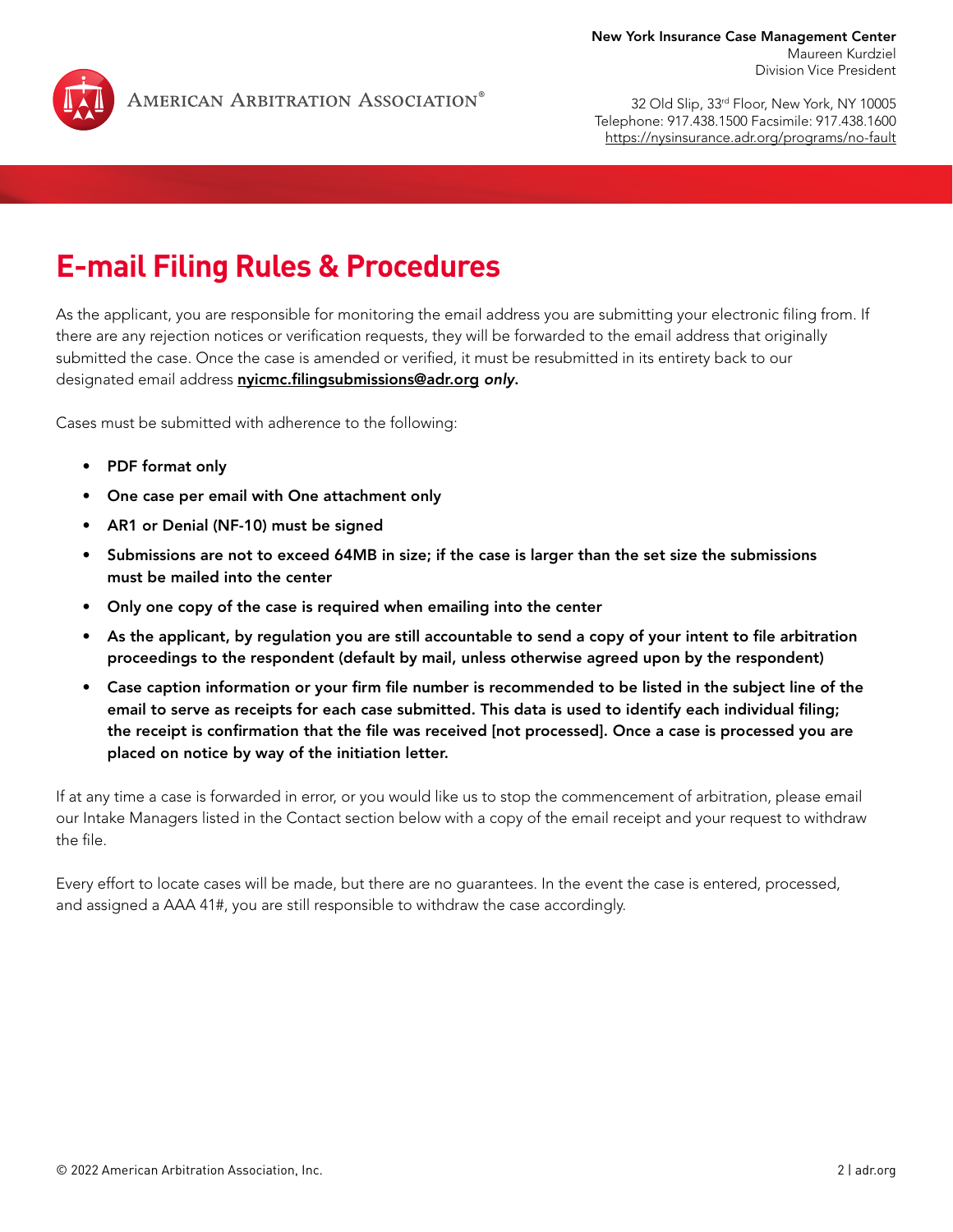New York Insurance Case Management Center
Maureen Kurdziel
Division Vice President

32 Old Slip, 33rd Floor, New York, NY 10005
Telephone: 917.438.1500 Facsimile: 917.438.1600
https://nysinsurance.adr.org/programs/no-fault

# E-mail Filing Rules & Procedures

As the applicant, you are responsible for monitoring the email address you are submitting your electronic filing from. If there are any rejection notices or verification requests, they will be forwarded to the email address that originally submitted the case. Once the case is amended or verified, it must be resubmitted in its entirety back to our designated email address **nyicmc.filingsubmissions@adr.org** ***only.***

Cases must be submitted with adherence to the following:

- **PDF format only**
- **One case per email with One attachment only**
- **AR1 or Denial (NF-10) must be signed**
- **Submissions are not to exceed 64MB in size; if the case is larger than the set size the submissions must be mailed into the center**
- **Only one copy of the case is required when emailing into the center**
- **As the applicant, by regulation you are still accountable to send a copy of your intent to file arbitration proceedings to the respondent (default by mail, unless otherwise agreed upon by the respondent)**
- **Case caption information or your firm file number is recommended to be listed in the subject line of the email to serve as receipts for each case submitted. This data is used to identify each individual filing; the receipt is confirmation that the file was received [not processed]. Once a case is processed you are placed on notice by way of the initiation letter.**

If at any time a case is forwarded in error, or you would like us to stop the commencement of arbitration, please email our Intake Managers listed in the Contact section below with a copy of the email receipt and your request to withdraw the file.

Every effort to locate cases will be made, but there are no guarantees. In the event the case is entered, processed, and assigned a AAA 41#, you are still responsible to withdraw the case accordingly.

© 2022 American Arbitration Association, Inc.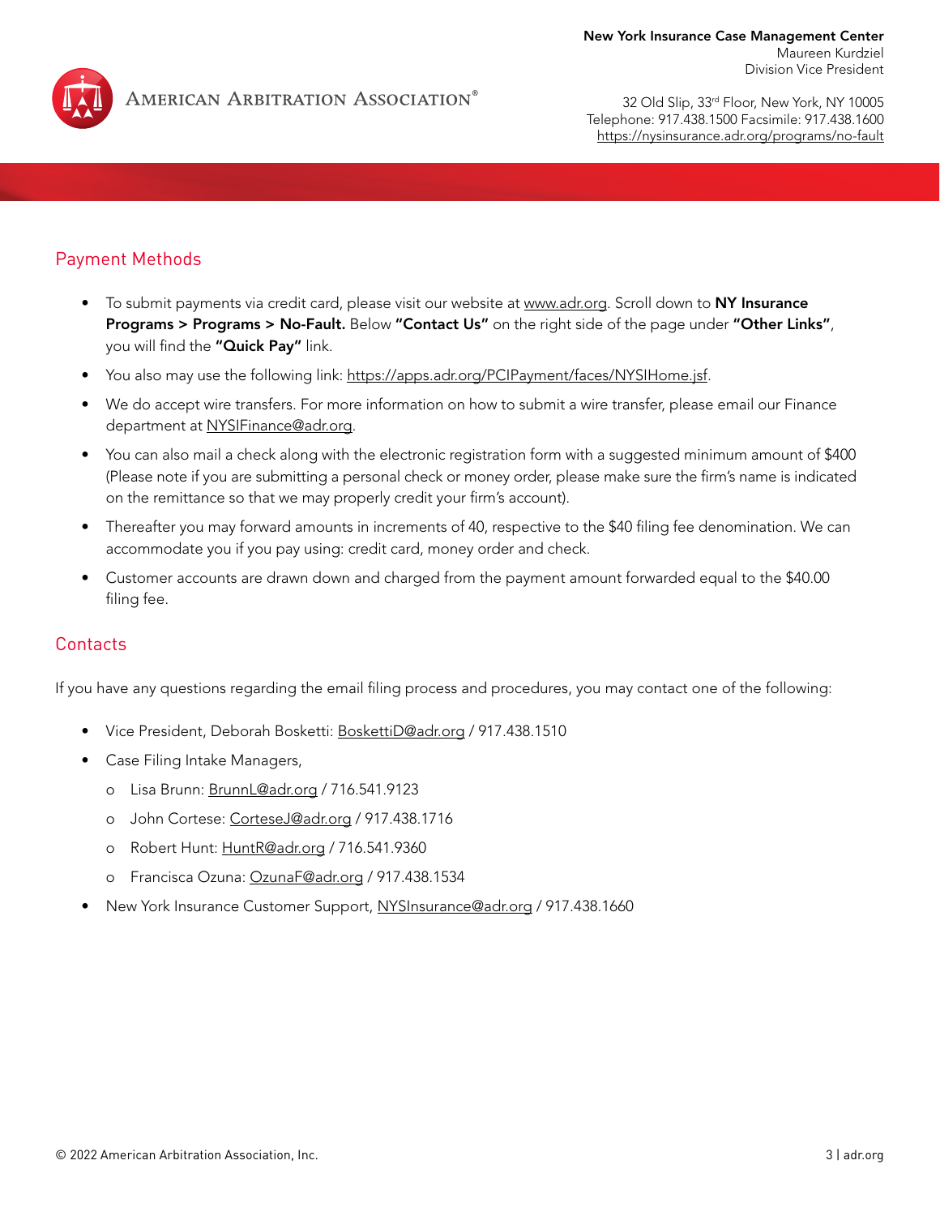## Payment Methods

- To submit payments via credit card, please visit our website at www.adr.org. Scroll down to **NY Insurance Programs > Programs > No-Fault.** Below **"Contact Us"** on the right side of the page under **"Other Links"**, you will find the **"Quick Pay"** link.
- You also may use the following link: https://apps.adr.org/PCIPayment/faces/NYSIHome.jsf.
- We do accept wire transfers. For more information on how to submit a wire transfer, please email our Finance department at NYSIFinance@adr.org.
- You can also mail a check along with the electronic registration form with a suggested minimum amount of $400 (Please note if you are submitting a personal check or money order, please make sure the firm's name is indicated on the remittance so that we may properly credit your firm's account).
- Thereafter you may forward amounts in increments of 40, respective to the $40 filing fee denomination. We can accommodate you if you pay using: credit card, money order and check.
- Customer accounts are drawn down and charged from the payment amount forwarded equal to the $40.00 filing fee.

## Contacts

If you have any questions regarding the email filing process and procedures, you may contact one of the following:

- Vice President, Deborah Bosketti: BoskettiD@adr.org / 917.438.1510
- Case Filing Intake Managers,
  - Lisa Brunn: BrunnL@adr.org / 716.541.9123
  - John Cortese: CorteseJ@adr.org / 917.438.1716
  - Robert Hunt: HuntR@adr.org / 716.541.9360
  - Francisca Ozuna: OzunaF@adr.org / 917.438.1534
- New York Insurance Customer Support, NYSInsurance@adr.org / 917.438.1660